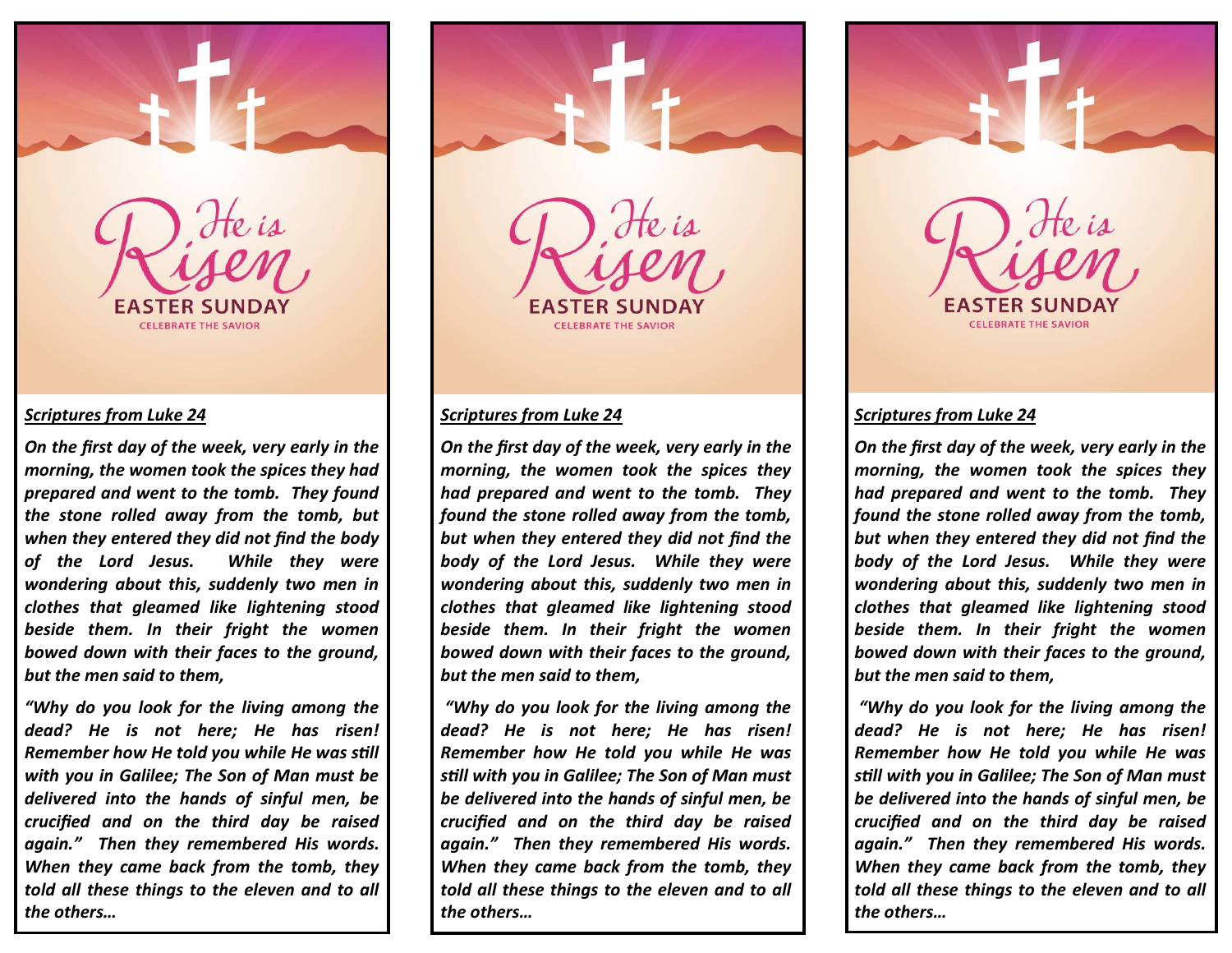He is Risen

EASTER SUNDAY

CELEBRATE THE SAVIOR

***Scriptures from Luke 24***

***On the first day of the week, very early in the morning, the women took the spices they had prepared and went to the tomb. They found the stone rolled away from the tomb, but when they entered they did not find the body of the Lord Jesus. While they were wondering about this, suddenly two men in clothes that gleamed like lightening stood beside them. In their fright the women bowed down with their faces to the ground, but the men said to them,***

***"Why do you look for the living among the dead? He is not here; He has risen! Remember how He told you while He was still with you in Galilee; The Son of Man must be delivered into the hands of sinful men, be crucified and on the third day be raised again." Then they remembered His words. When they came back from the tomb, they told all these things to the eleven and to all the others…***

He is Risen

EASTER SUNDAY

CELEBRATE THE SAVIOR

***Scriptures from Luke 24***

***On the first day of the week, very early in the morning, the women took the spices they had prepared and went to the tomb. They found the stone rolled away from the tomb, but when they entered they did not find the body of the Lord Jesus. While they were wondering about this, suddenly two men in clothes that gleamed like lightening stood beside them. In their fright the women bowed down with their faces to the ground, but the men said to them,***

***"Why do you look for the living among the dead? He is not here; He has risen! Remember how He told you while He was still with you in Galilee; The Son of Man must be delivered into the hands of sinful men, be crucified and on the third day be raised again." Then they remembered His words. When they came back from the tomb, they told all these things to the eleven and to all the others…***

He is Risen

EASTER SUNDAY

CELEBRATE THE SAVIOR

***Scriptures from Luke 24***

***On the first day of the week, very early in the morning, the women took the spices they had prepared and went to the tomb. They found the stone rolled away from the tomb, but when they entered they did not find the body of the Lord Jesus. While they were wondering about this, suddenly two men in clothes that gleamed like lightening stood beside them. In their fright the women bowed down with their faces to the ground, but the men said to them,***

***"Why do you look for the living among the dead? He is not here; He has risen! Remember how He told you while He was still with you in Galilee; The Son of Man must be delivered into the hands of sinful men, be crucified and on the third day be raised again." Then they remembered His words. When they came back from the tomb, they told all these things to the eleven and to all the others…***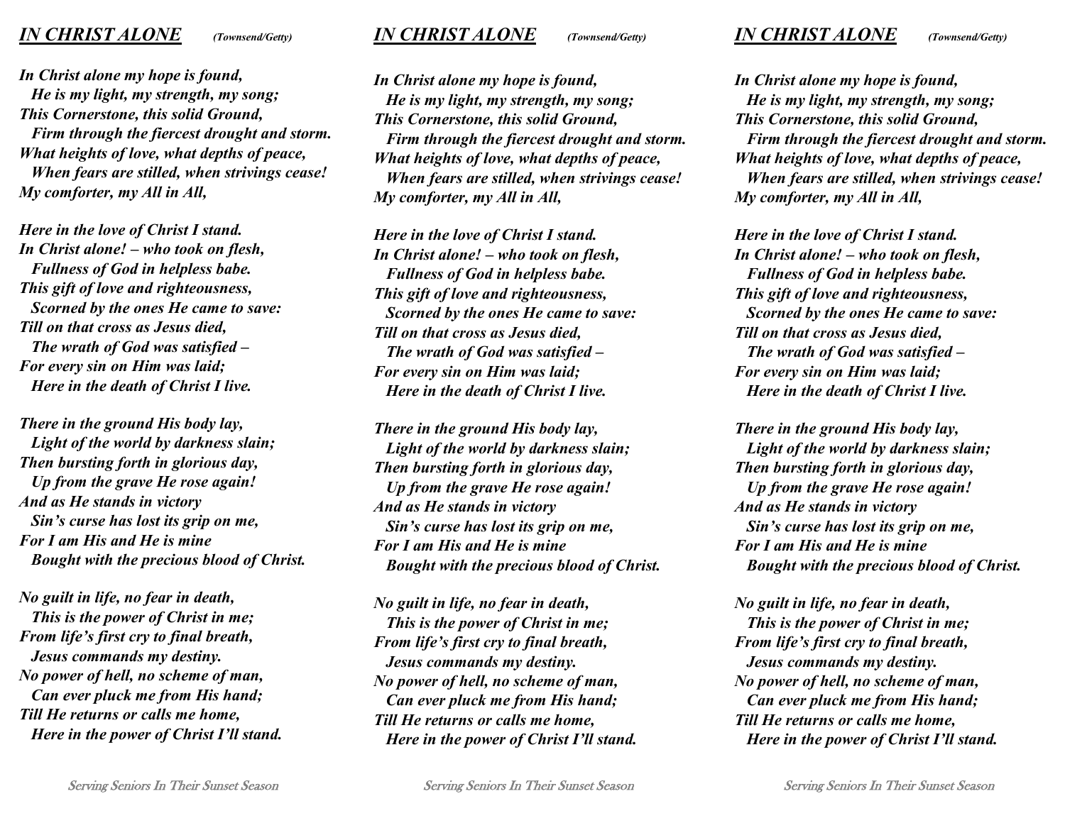## *IN CHRIST ALONE* *(Townsend/Getty)*

***In Christ alone my hope is found,***
***He is my light, my strength, my song;***
***This Cornerstone, this solid Ground,***
***Firm through the fiercest drought and storm.***
***What heights of love, what depths of peace,***
***When fears are stilled, when strivings cease!***
***My comforter, my All in All,***

***Here in the love of Christ I stand.***
***In Christ alone! – who took on flesh,***
***Fullness of God in helpless babe.***
***This gift of love and righteousness,***
***Scorned by the ones He came to save:***
***Till on that cross as Jesus died,***
***The wrath of God was satisfied –***
***For every sin on Him was laid;***
***Here in the death of Christ I live.***

***There in the ground His body lay,***
***Light of the world by darkness slain;***
***Then bursting forth in glorious day,***
***Up from the grave He rose again!***
***And as He stands in victory***
***Sin's curse has lost its grip on me,***
***For I am His and He is mine***
***Bought with the precious blood of Christ.***

***No guilt in life, no fear in death,***
***This is the power of Christ in me;***
***From life's first cry to final breath,***
***Jesus commands my destiny.***
***No power of hell, no scheme of man,***
***Can ever pluck me from His hand;***
***Till He returns or calls me home,***
***Here in the power of Christ I'll stand.***

## *IN CHRIST ALONE* *(Townsend/Getty)*

***In Christ alone my hope is found,***
***He is my light, my strength, my song;***
***This Cornerstone, this solid Ground,***
***Firm through the fiercest drought and storm.***
***What heights of love, what depths of peace,***
***When fears are stilled, when strivings cease!***
***My comforter, my All in All,***

***Here in the love of Christ I stand.***
***In Christ alone! – who took on flesh,***
***Fullness of God in helpless babe.***
***This gift of love and righteousness,***
***Scorned by the ones He came to save:***
***Till on that cross as Jesus died,***
***The wrath of God was satisfied –***
***For every sin on Him was laid;***
***Here in the death of Christ I live.***

***There in the ground His body lay,***
***Light of the world by darkness slain;***
***Then bursting forth in glorious day,***
***Up from the grave He rose again!***
***And as He stands in victory***
***Sin's curse has lost its grip on me,***
***For I am His and He is mine***
***Bought with the precious blood of Christ.***

***No guilt in life, no fear in death,***
***This is the power of Christ in me;***
***From life's first cry to final breath,***
***Jesus commands my destiny.***
***No power of hell, no scheme of man,***
***Can ever pluck me from His hand;***
***Till He returns or calls me home,***
***Here in the power of Christ I'll stand.***

## *IN CHRIST ALONE* *(Townsend/Getty)*

***In Christ alone my hope is found,***
***He is my light, my strength, my song;***
***This Cornerstone, this solid Ground,***
***Firm through the fiercest drought and storm.***
***What heights of love, what depths of peace,***
***When fears are stilled, when strivings cease!***
***My comforter, my All in All,***

***Here in the love of Christ I stand.***
***In Christ alone! – who took on flesh,***
***Fullness of God in helpless babe.***
***This gift of love and righteousness,***
***Scorned by the ones He came to save:***
***Till on that cross as Jesus died,***
***The wrath of God was satisfied –***
***For every sin on Him was laid;***
***Here in the death of Christ I live.***

***There in the ground His body lay,***
***Light of the world by darkness slain;***
***Then bursting forth in glorious day,***
***Up from the grave He rose again!***
***And as He stands in victory***
***Sin's curse has lost its grip on me,***
***For I am His and He is mine***
***Bought with the precious blood of Christ.***

***No guilt in life, no fear in death,***
***This is the power of Christ in me;***
***From life's first cry to final breath,***
***Jesus commands my destiny.***
***No power of hell, no scheme of man,***
***Can ever pluck me from His hand;***
***Till He returns or calls me home,***
***Here in the power of Christ I'll stand.***